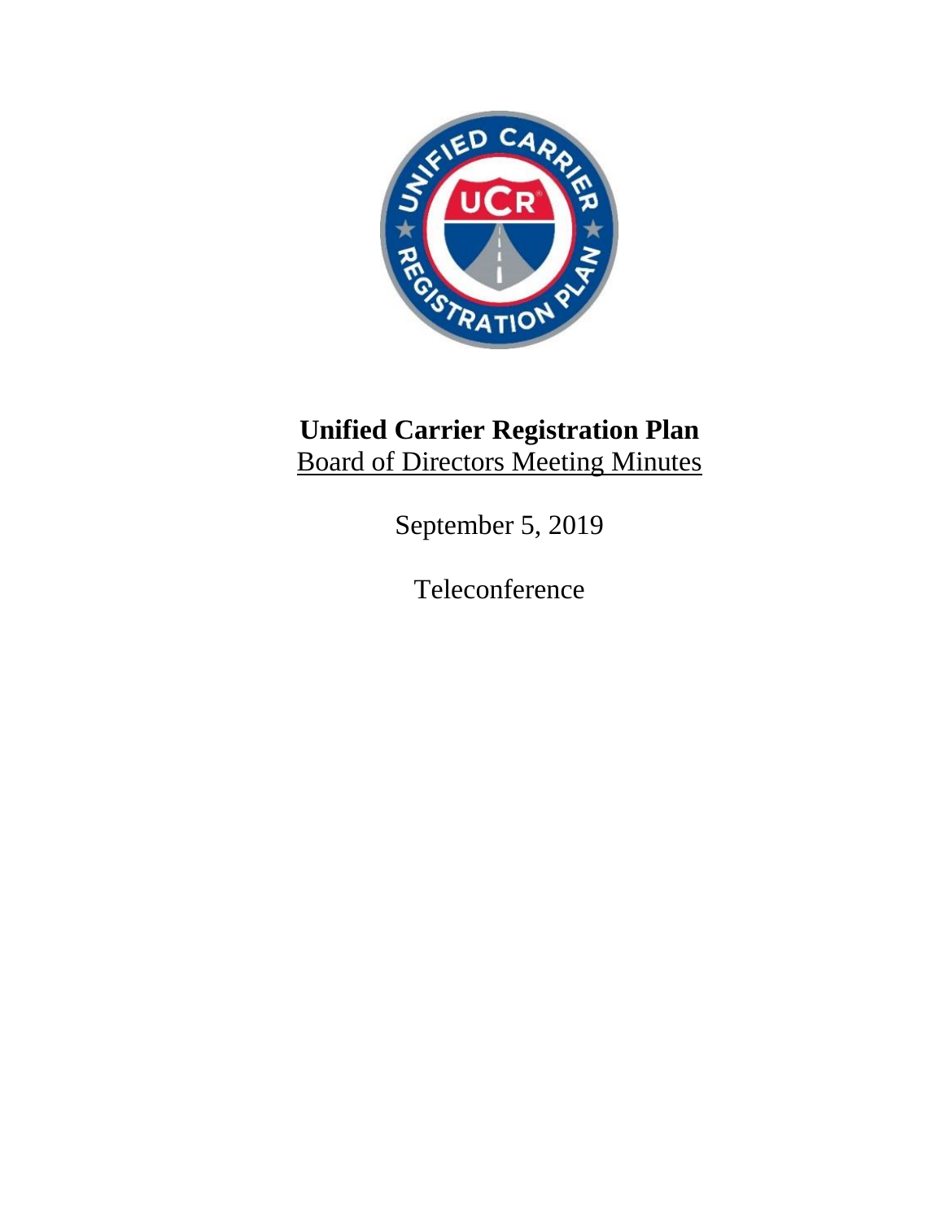# Unified Carrier Registration Plan

Board of Directors Meeting Minutes

September 5, 2019

Teleconference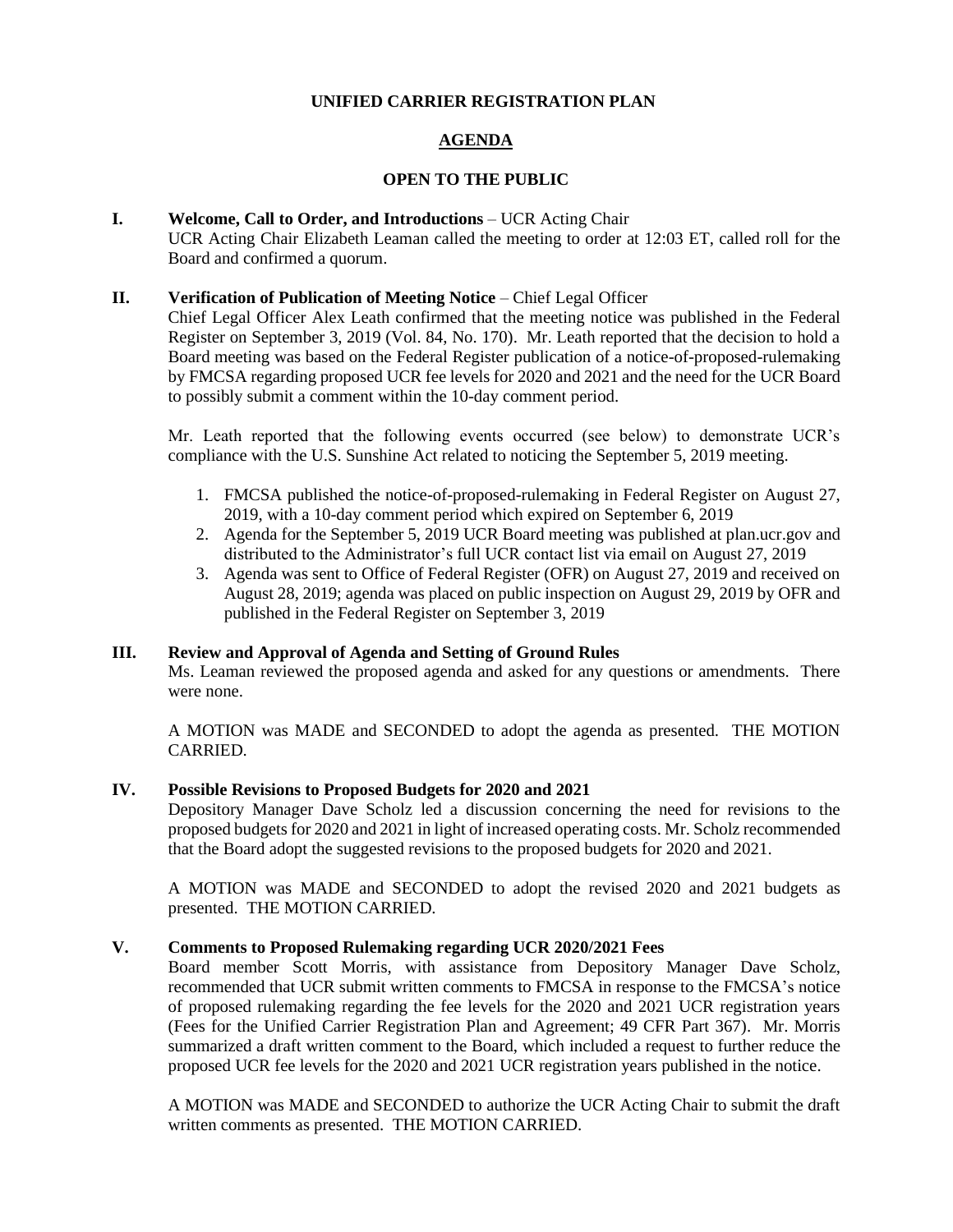**UNIFIED CARRIER REGISTRATION PLAN**

**AGENDA**

**OPEN TO THE PUBLIC**

**I. Welcome, Call to Order, and Introductions** – UCR Acting Chair

UCR Acting Chair Elizabeth Leaman called the meeting to order at 12:03 ET, called roll for the Board and confirmed a quorum.

**II. Verification of Publication of Meeting Notice** – Chief Legal Officer

Chief Legal Officer Alex Leath confirmed that the meeting notice was published in the Federal Register on September 3, 2019 (Vol. 84, No. 170). Mr. Leath reported that the decision to hold a Board meeting was based on the Federal Register publication of a notice-of-proposed-rulemaking by FMCSA regarding proposed UCR fee levels for 2020 and 2021 and the need for the UCR Board to possibly submit a comment within the 10-day comment period.

Mr. Leath reported that the following events occurred (see below) to demonstrate UCR's compliance with the U.S. Sunshine Act related to noticing the September 5, 2019 meeting.

1. FMCSA published the notice-of-proposed-rulemaking in Federal Register on August 27, 2019, with a 10-day comment period which expired on September 6, 2019
2. Agenda for the September 5, 2019 UCR Board meeting was published at plan.ucr.gov and distributed to the Administrator's full UCR contact list via email on August 27, 2019
3. Agenda was sent to Office of Federal Register (OFR) on August 27, 2019 and received on August 28, 2019; agenda was placed on public inspection on August 29, 2019 by OFR and published in the Federal Register on September 3, 2019

**III. Review and Approval of Agenda and Setting of Ground Rules**

Ms. Leaman reviewed the proposed agenda and asked for any questions or amendments. There were none.

A MOTION was MADE and SECONDED to adopt the agenda as presented. THE MOTION CARRIED.

**IV. Possible Revisions to Proposed Budgets for 2020 and 2021**

Depository Manager Dave Scholz led a discussion concerning the need for revisions to the proposed budgets for 2020 and 2021 in light of increased operating costs. Mr. Scholz recommended that the Board adopt the suggested revisions to the proposed budgets for 2020 and 2021.

A MOTION was MADE and SECONDED to adopt the revised 2020 and 2021 budgets as presented. THE MOTION CARRIED.

**V. Comments to Proposed Rulemaking regarding UCR 2020/2021 Fees**

Board member Scott Morris, with assistance from Depository Manager Dave Scholz, recommended that UCR submit written comments to FMCSA in response to the FMCSA's notice of proposed rulemaking regarding the fee levels for the 2020 and 2021 UCR registration years (Fees for the Unified Carrier Registration Plan and Agreement; 49 CFR Part 367). Mr. Morris summarized a draft written comment to the Board, which included a request to further reduce the proposed UCR fee levels for the 2020 and 2021 UCR registration years published in the notice.

A MOTION was MADE and SECONDED to authorize the UCR Acting Chair to submit the draft written comments as presented. THE MOTION CARRIED.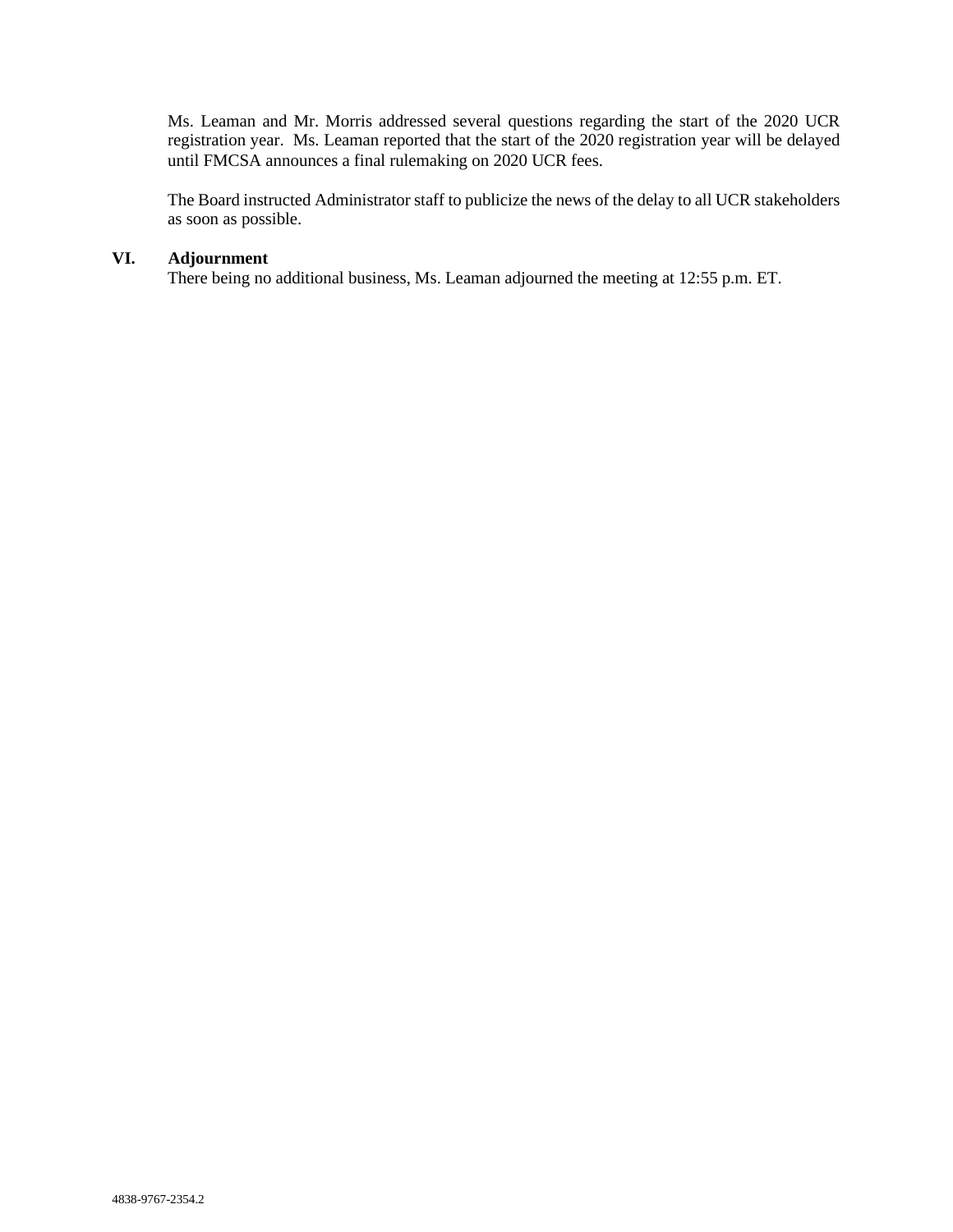Ms. Leaman and Mr. Morris addressed several questions regarding the start of the 2020 UCR registration year. Ms. Leaman reported that the start of the 2020 registration year will be delayed until FMCSA announces a final rulemaking on 2020 UCR fees.

The Board instructed Administrator staff to publicize the news of the delay to all UCR stakeholders as soon as possible.

## VI. Adjournment

There being no additional business, Ms. Leaman adjourned the meeting at 12:55 p.m. ET.

4838-9767-2354.2